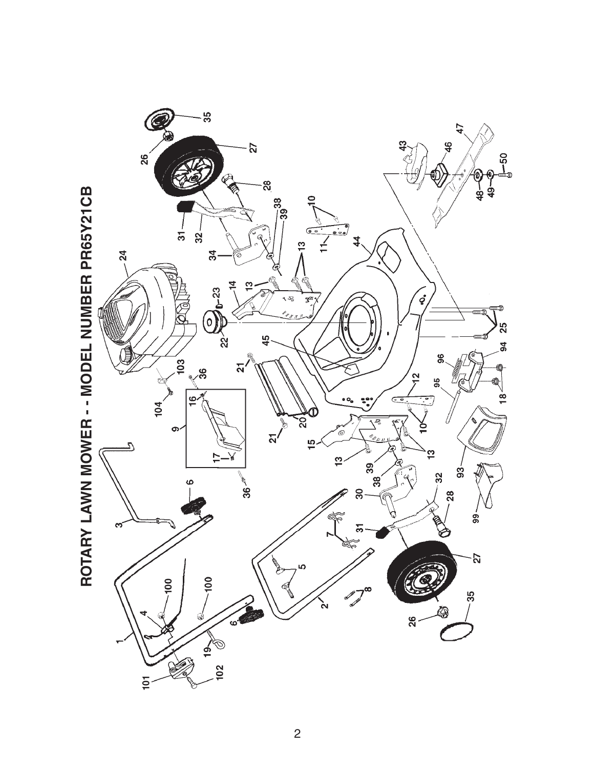# ROTARY LAWN MOWER - - MODEL NUMBER PR65Y21CB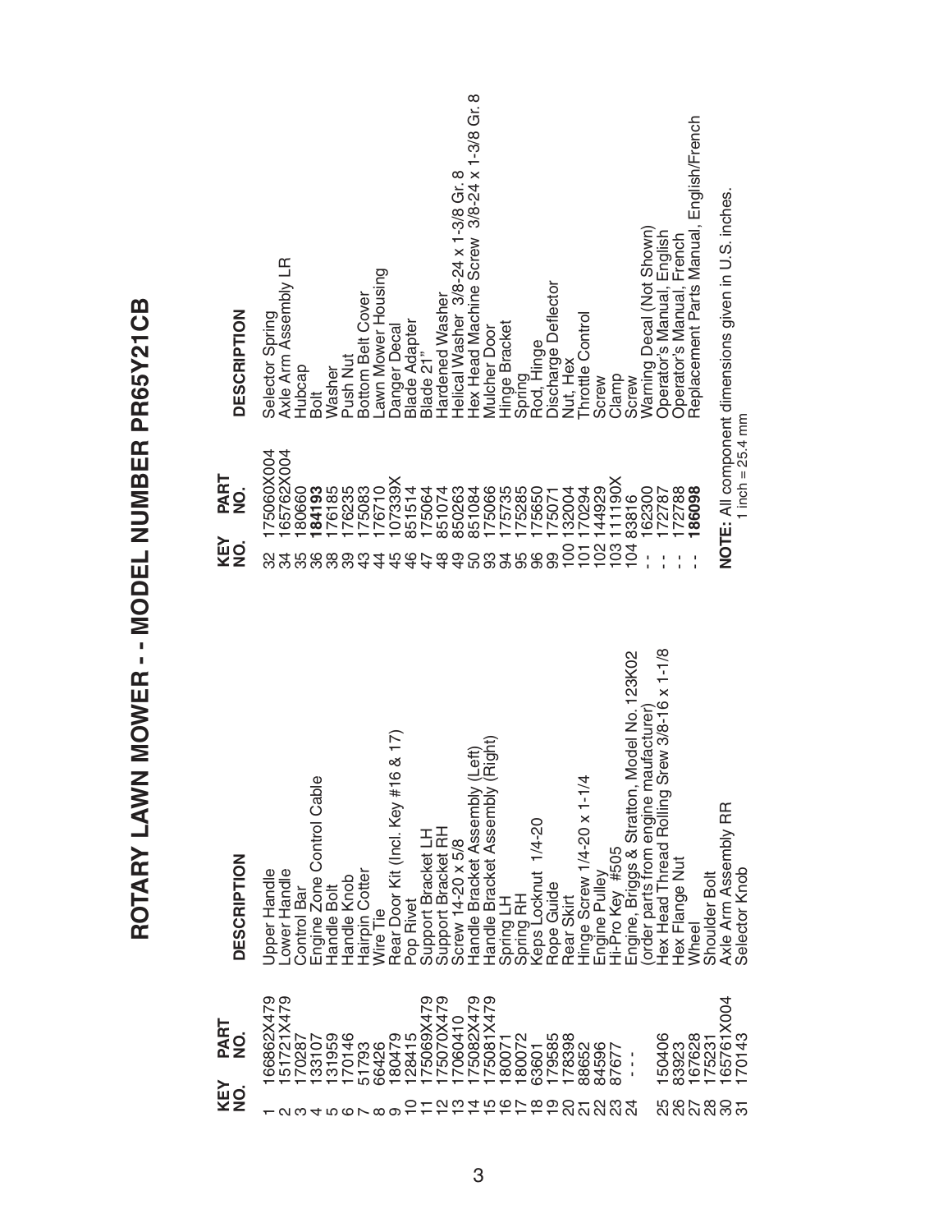# ROTARY LAWN MOWER - - MODEL NUMBER PR65Y21CB

| KEY NO. | PART NO. | DESCRIPTION |
|---|---|---|
| 1 | 166862X479 | Upper Handle |
| 2 | 151721X479 | Lower Handle |
| 3 | 170287 | Control Bar |
| 4 | 133107 | Engine Zone Control Cable |
| 5 | 131959 | Handle Bolt |
| 6 | 170146 | Handle Knob |
| 7 | 51793 | Hairpin Cotter |
| 8 | 66426 | Wire Tie |
| 9 | 180479 | Rear Door Kit (Incl. Key #16 & 17) |
| 10 | 128415 | Pop Rivet |
| 11 | 175069X479 | Support Bracket LH |
| 12 | 175070X479 | Support Bracket RH |
| 13 | 17060410 | Screw 14-20 x 5/8 |
| 14 | 175082X479 | Handle Bracket Assembly (Left) |
| 15 | 175081X479 | Handle Bracket Assembly (Right) |
| 16 | 180071 | Spring LH |
| 17 | 180072 | Spring RH |
| 18 | 63601 | Keps Locknut 1/4-20 |
| 19 | 179585 | Rope Guide |
| 20 | 178398 | Rear Skirt |
| 21 | 88652 | Hinge Screw 1/4-20 x 1-1/4 |
| 22 | 84596 | Engine Pulley |
| 23 | 87677 | Hi-Pro Key #505 |
| 24 | - - - | Engine, Briggs & Stratton, Model No. 123K02 (order parts from engine maufacturer) |
| 25 | 150406 | Hex Head Thread Rolling Srew 3/8-16 x 1-1/8 |
| 26 | 83923 | Hex Flange Nut |
| 27 | 167628 | Wheel |
| 28 | 175231 | Shoulder Bolt |
| 30 | 165761X004 | Axle Arm Assembly RR |
| 31 | 170143 | Selector Knob |
| 32 | 175060X004 | Selector Spring |
| 34 | 165762X004 | Axle Arm Assembly LR |
| 35 | 180660 | Hubcap |
| 36 | **184193** | Bolt |
| 38 | 176185 | Washer |
| 39 | 176235 | Push Nut |
| 43 | 175083 | Bottom Belt Cover |
| 44 | 176710 | Lawn Mower Housing |
| 45 | 107339X | Danger Decal |
| 46 | 851514 | Blade Adapter |
| 47 | 175064 | Blade 21" |
| 48 | 851074 | Hardened Washer |
| 49 | 850263 | Helical Washer 3/8-24 x 1-3/8 Gr. 8 |
| 50 | 851084 | Hex Head Machine Screw 3/8-24 x 1-3/8 Gr. 8 |
| 93 | 175066 | Mulcher Door |
| 94 | 175735 | Hinge Bracket |
| 95 | 175285 | Spring |
| 96 | 175650 | Rod, Hinge |
| 99 | 175071 | Discharge Deflector |
| 100 | 132004 | Nut, Hex |
| 101 | 170294 | Throttle Control |
| 102 | 144929 | Screw |
| 103 | 111190X | Clamp |
| 104 | 83816 | Screw |
| - - | 162300 | Warning Decal (Not Shown) |
| - - | 172787 | Operator's Manual, English |
| - - | 172788 | Operator's Manual, French |
| - - | **186098** | Replacement Parts Manual, English/French |

**NOTE:** All component dimensions given in U.S. inches.
1 inch = 25.4 mm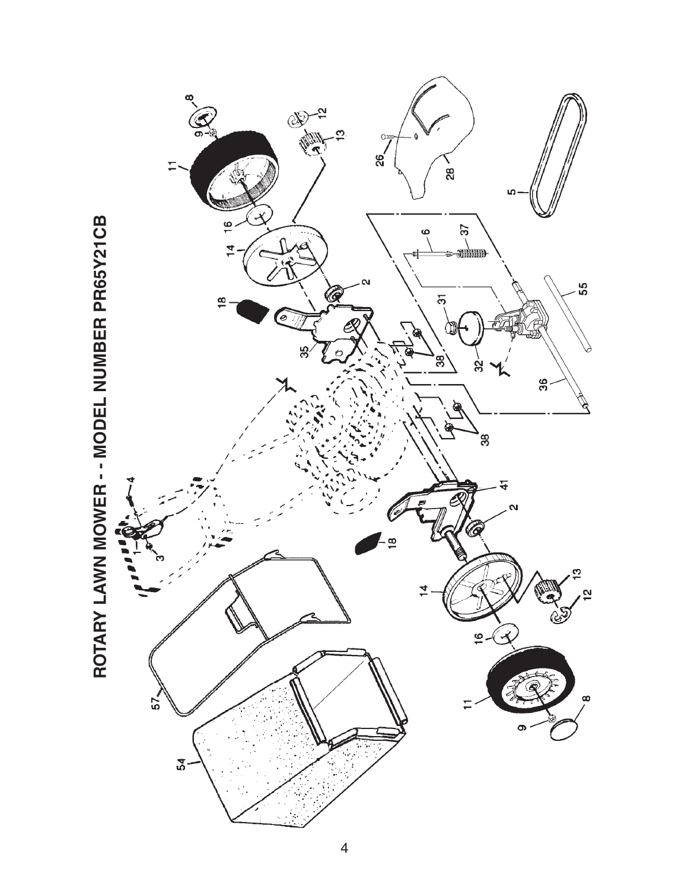# ROTARY LAWN MOWER - - MODEL NUMBER PR65Y21CB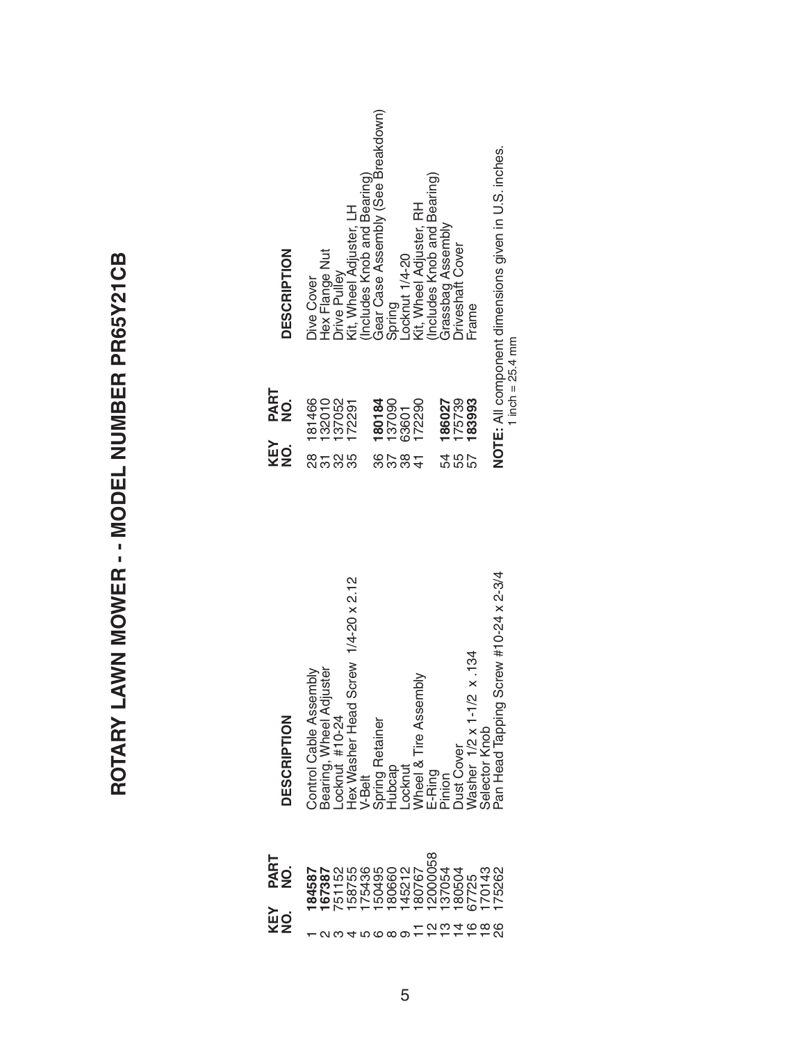# ROTARY LAWN MOWER - - MODEL NUMBER PR65Y21CB

| KEY NO. | PART NO. | DESCRIPTION |
|---|---|---|
| 1 | **184587** | Control Cable Assembly |
| 2 | **167387** | Bearing, Wheel Adjuster |
| 3 | 751152 | Locknut #10-24 |
| 4 | 158755 | Hex Washer Head Screw 1/4-20 x 2.12 |
| 5 | 175436 | V-Belt |
| 6 | 150495 | Spring Retainer |
| 8 | 180660 | Hubcap |
| 9 | 145212 | Locknut |
| 11 | 180767 | Wheel & Tire Assembly |
| 12 | 12000058 | E-Ring |
| 13 | 137054 | Pinion |
| 14 | 180504 | Dust Cover |
| 16 | 67725 | Washer 1/2 x 1-1/2 x .134 |
| 18 | 170143 | Selector Knob |
| 26 | 175262 | Pan Head Tapping Screw #10-24 x 2-3/4 |

| KEY NO. | PART NO. | DESCRIPTION |
|---|---|---|
| 28 | 181466 | Dive Cover |
| 31 | 132010 | Hex Flange Nut |
| 32 | 137052 | Drive Pulley |
| 35 | 172291 | Kit, Wheel Adjuster, LH (Includes Knob and Bearing) |
| 36 | **180184** | Gear Case Assembly (See Breakdown) |
| 37 | 137090 | Spring |
| 38 | 63601 | Locknut 1/4-20 |
| 41 | 172290 | Kit, Wheel Adjuster, RH (Includes Knob and Bearing) |
| 54 | **186027** | Grassbag Assembly |
| 55 | 175739 | Driveshaft Cover |
| 57 | **183993** | Frame |

**NOTE:** All component dimensions given in U.S. inches.
1 inch = 25.4 mm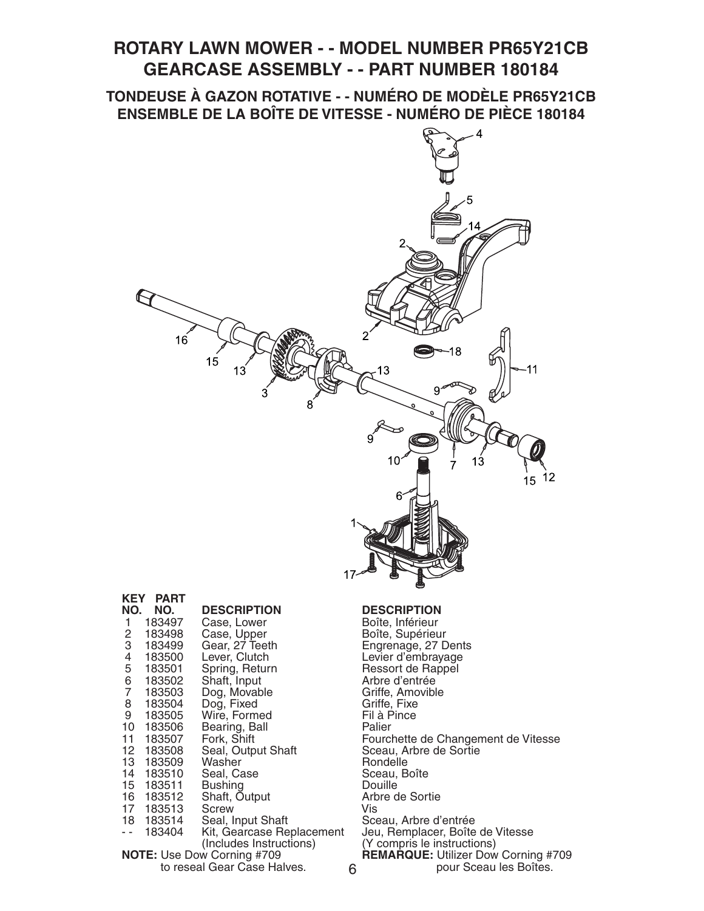# ROTARY LAWN MOWER - - MODEL NUMBER PR65Y21CB
# GEARCASE ASSEMBLY - - PART NUMBER 180184

## TONDEUSE À GAZON ROTATIVE - - NUMÉRO DE MODÈLE PR65Y21CB
## ENSEMBLE DE LA BOÎTE DE VITESSE - NUMÉRO DE PIÈCE 180184

4
5
14
2
2
16
15
13
3
8
13
18
11
9
9
10
7
13
15
12
6
1
17

| KEY NO. | PART NO. | DESCRIPTION | DESCRIPTION |
|---|---|---|---|
| 1 | 183497 | Case, Lower | Boîte, Inférieur |
| 2 | 183498 | Case, Upper | Boîte, Supérieur |
| 3 | 183499 | Gear, 27 Teeth | Engrenage, 27 Dents |
| 4 | 183500 | Lever, Clutch | Levier d'embrayage |
| 5 | 183501 | Spring, Return | Ressort de Rappel |
| 6 | 183502 | Shaft, Input | Arbre d'entrée |
| 7 | 183503 | Dog, Movable | Griffe, Amovible |
| 8 | 183504 | Dog, Fixed | Griffe, Fixe |
| 9 | 183505 | Wire, Formed | Fil à Pince |
| 10 | 183506 | Bearing, Ball | Palier |
| 11 | 183507 | Fork, Shift | Fourchette de Changement de Vitesse |
| 12 | 183508 | Seal, Output Shaft | Sceau, Arbre de Sortie |
| 13 | 183509 | Washer | Rondelle |
| 14 | 183510 | Seal, Case | Sceau, Boîte |
| 15 | 183511 | Bushing | Douille |
| 16 | 183512 | Shaft, Output | Arbre de Sortie |
| 17 | 183513 | Screw | Vis |
| 18 | 183514 | Seal, Input Shaft | Sceau, Arbre d'entrée |
| - - | 183404 | Kit, Gearcase Replacement (Includes Instructions) | Jeu, Remplacer, Boîte de Vitesse (Y compris le instructions) |

**NOTE:** Use Dow Corning #709 to reseal Gear Case Halves.

**REMARQUE:** Utilizer Dow Corning #709 pour Sceau les Boîtes.